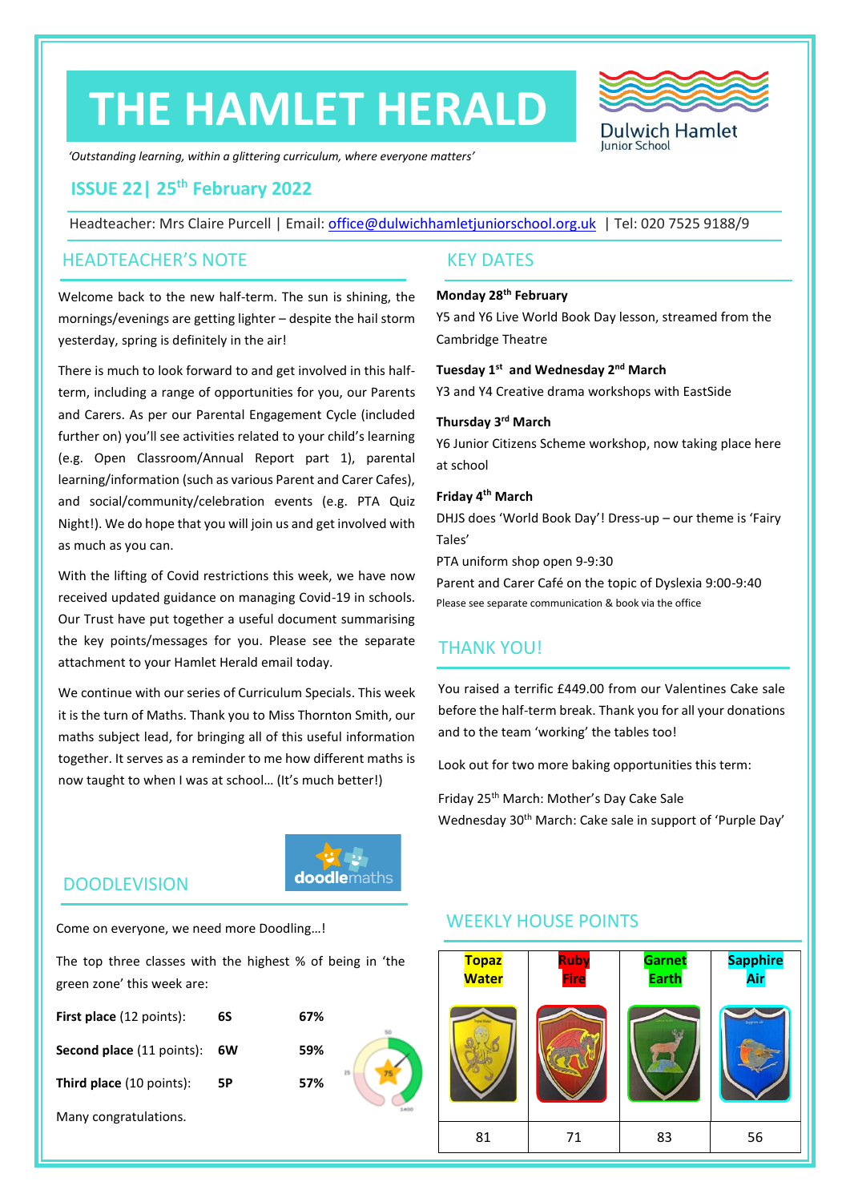# THE HAMLET HERALD

Dulwich Hamlet Junior School

*'Outstanding learning, within a glittering curriculum, where everyone matters'*

## ISSUE 22| 25th February 2022

Headteacher: Mrs Claire Purcell | Email: office@dulwichhamletjuniorschool.org.uk | Tel: 020 7525 9188/9

## HEADTEACHER'S NOTE

Welcome back to the new half-term. The sun is shining, the mornings/evenings are getting lighter – despite the hail storm yesterday, spring is definitely in the air!

There is much to look forward to and get involved in this half-term, including a range of opportunities for you, our Parents and Carers. As per our Parental Engagement Cycle (included further on) you'll see activities related to your child's learning (e.g. Open Classroom/Annual Report part 1), parental learning/information (such as various Parent and Carer Cafes), and social/community/celebration events (e.g. PTA Quiz Night!). We do hope that you will join us and get involved with as much as you can.

With the lifting of Covid restrictions this week, we have now received updated guidance on managing Covid-19 in schools. Our Trust have put together a useful document summarising the key points/messages for you. Please see the separate attachment to your Hamlet Herald email today.

We continue with our series of Curriculum Specials. This week it is the turn of Maths. Thank you to Miss Thornton Smith, our maths subject lead, for bringing all of this useful information together. It serves as a reminder to me how different maths is now taught to when I was at school… (It's much better!)

## DOODLEVISION

Come on everyone, we need more Doodling…!

The top three classes with the highest % of being in 'the green zone' this week are:

| | | |
|---|---|---|
| **First place** (12 points): | **6S** | **67%** |
| **Second place** (11 points): | **6W** | **59%** |
| **Third place** (10 points): | **5P** | **57%** |

Many congratulations.

## KEY DATES

**Monday 28th February**
Y5 and Y6 Live World Book Day lesson, streamed from the Cambridge Theatre

**Tuesday 1st and Wednesday 2nd March**
Y3 and Y4 Creative drama workshops with EastSide

**Thursday 3rd March**
Y6 Junior Citizens Scheme workshop, now taking place here at school

**Friday 4th March**
DHJS does 'World Book Day'! Dress-up – our theme is 'Fairy Tales'
PTA uniform shop open 9-9:30
Parent and Carer Café on the topic of Dyslexia 9:00-9:40
Please see separate communication & book via the office

## THANK YOU!

You raised a terrific £449.00 from our Valentines Cake sale before the half-term break. Thank you for all your donations and to the team 'working' the tables too!

Look out for two more baking opportunities this term:

Friday 25th March: Mother's Day Cake Sale
Wednesday 30th March: Cake sale in support of 'Purple Day'

## WEEKLY HOUSE POINTS

| Topaz Water | Ruby Fire | Garnet Earth | Sapphire Air |
|---|---|---|---|
| 81 | 71 | 83 | 56 |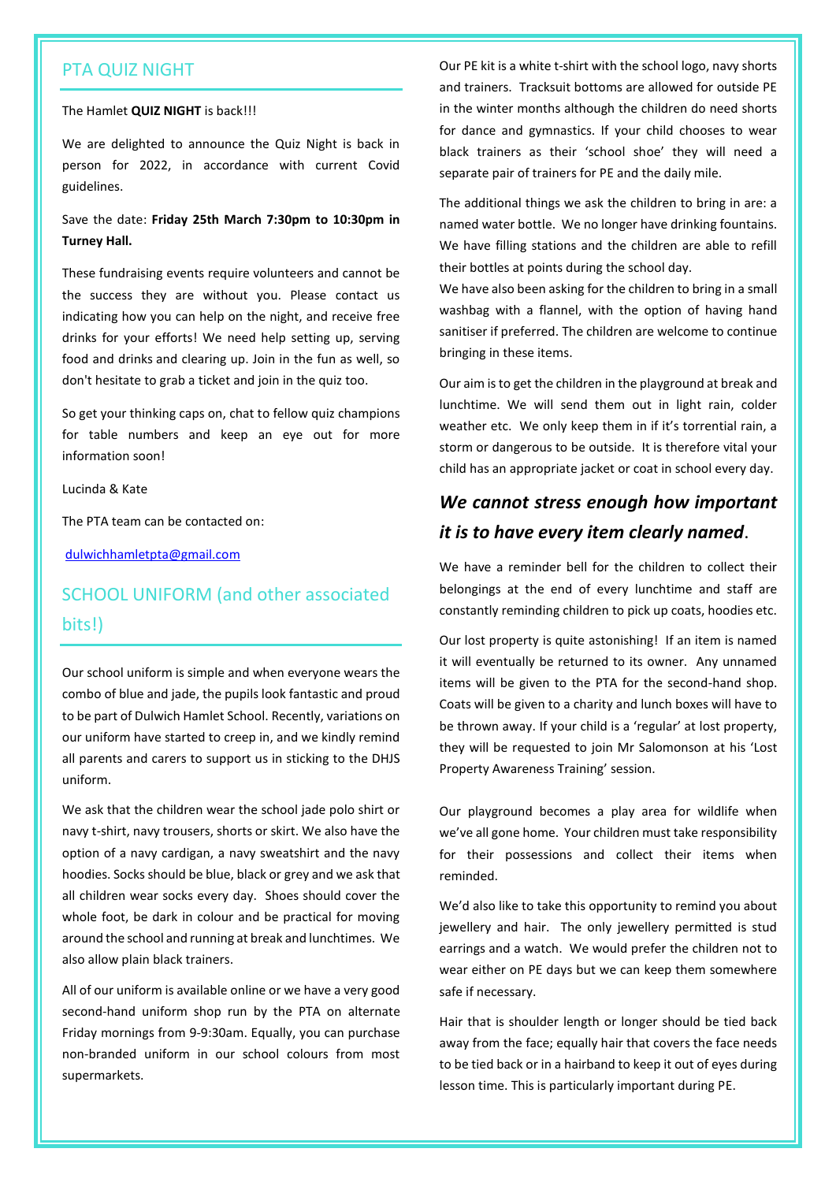## PTA QUIZ NIGHT

The Hamlet **QUIZ NIGHT** is back!!!

We are delighted to announce the Quiz Night is back in person for 2022, in accordance with current Covid guidelines.

Save the date: **Friday 25th March 7:30pm to 10:30pm in Turney Hall.**

These fundraising events require volunteers and cannot be the success they are without you. Please contact us indicating how you can help on the night, and receive free drinks for your efforts! We need help setting up, serving food and drinks and clearing up. Join in the fun as well, so don't hesitate to grab a ticket and join in the quiz too.

So get your thinking caps on, chat to fellow quiz champions for table numbers and keep an eye out for more information soon!

Lucinda & Kate

The PTA team can be contacted on:

dulwichhamletpta@gmail.com

## SCHOOL UNIFORM (and other associated bits!)

Our school uniform is simple and when everyone wears the combo of blue and jade, the pupils look fantastic and proud to be part of Dulwich Hamlet School. Recently, variations on our uniform have started to creep in, and we kindly remind all parents and carers to support us in sticking to the DHJS uniform.

We ask that the children wear the school jade polo shirt or navy t-shirt, navy trousers, shorts or skirt. We also have the option of a navy cardigan, a navy sweatshirt and the navy hoodies. Socks should be blue, black or grey and we ask that all children wear socks every day. Shoes should cover the whole foot, be dark in colour and be practical for moving around the school and running at break and lunchtimes. We also allow plain black trainers.

All of our uniform is available online or we have a very good second-hand uniform shop run by the PTA on alternate Friday mornings from 9-9:30am. Equally, you can purchase non-branded uniform in our school colours from most supermarkets.

Our PE kit is a white t-shirt with the school logo, navy shorts and trainers. Tracksuit bottoms are allowed for outside PE in the winter months although the children do need shorts for dance and gymnastics. If your child chooses to wear black trainers as their 'school shoe' they will need a separate pair of trainers for PE and the daily mile.

The additional things we ask the children to bring in are: a named water bottle. We no longer have drinking fountains. We have filling stations and the children are able to refill their bottles at points during the school day.
We have also been asking for the children to bring in a small washbag with a flannel, with the option of having hand sanitiser if preferred. The children are welcome to continue bringing in these items.

Our aim is to get the children in the playground at break and lunchtime. We will send them out in light rain, colder weather etc. We only keep them in if it's torrential rain, a storm or dangerous to be outside. It is therefore vital your child has an appropriate jacket or coat in school every day.

### ***We cannot stress enough how important it is to have every item clearly named***.

We have a reminder bell for the children to collect their belongings at the end of every lunchtime and staff are constantly reminding children to pick up coats, hoodies etc.

Our lost property is quite astonishing! If an item is named it will eventually be returned to its owner. Any unnamed items will be given to the PTA for the second-hand shop. Coats will be given to a charity and lunch boxes will have to be thrown away. If your child is a 'regular' at lost property, they will be requested to join Mr Salomonson at his 'Lost Property Awareness Training' session.

Our playground becomes a play area for wildlife when we've all gone home. Your children must take responsibility for their possessions and collect their items when reminded.

We'd also like to take this opportunity to remind you about jewellery and hair. The only jewellery permitted is stud earrings and a watch. We would prefer the children not to wear either on PE days but we can keep them somewhere safe if necessary.

Hair that is shoulder length or longer should be tied back away from the face; equally hair that covers the face needs to be tied back or in a hairband to keep it out of eyes during lesson time. This is particularly important during PE.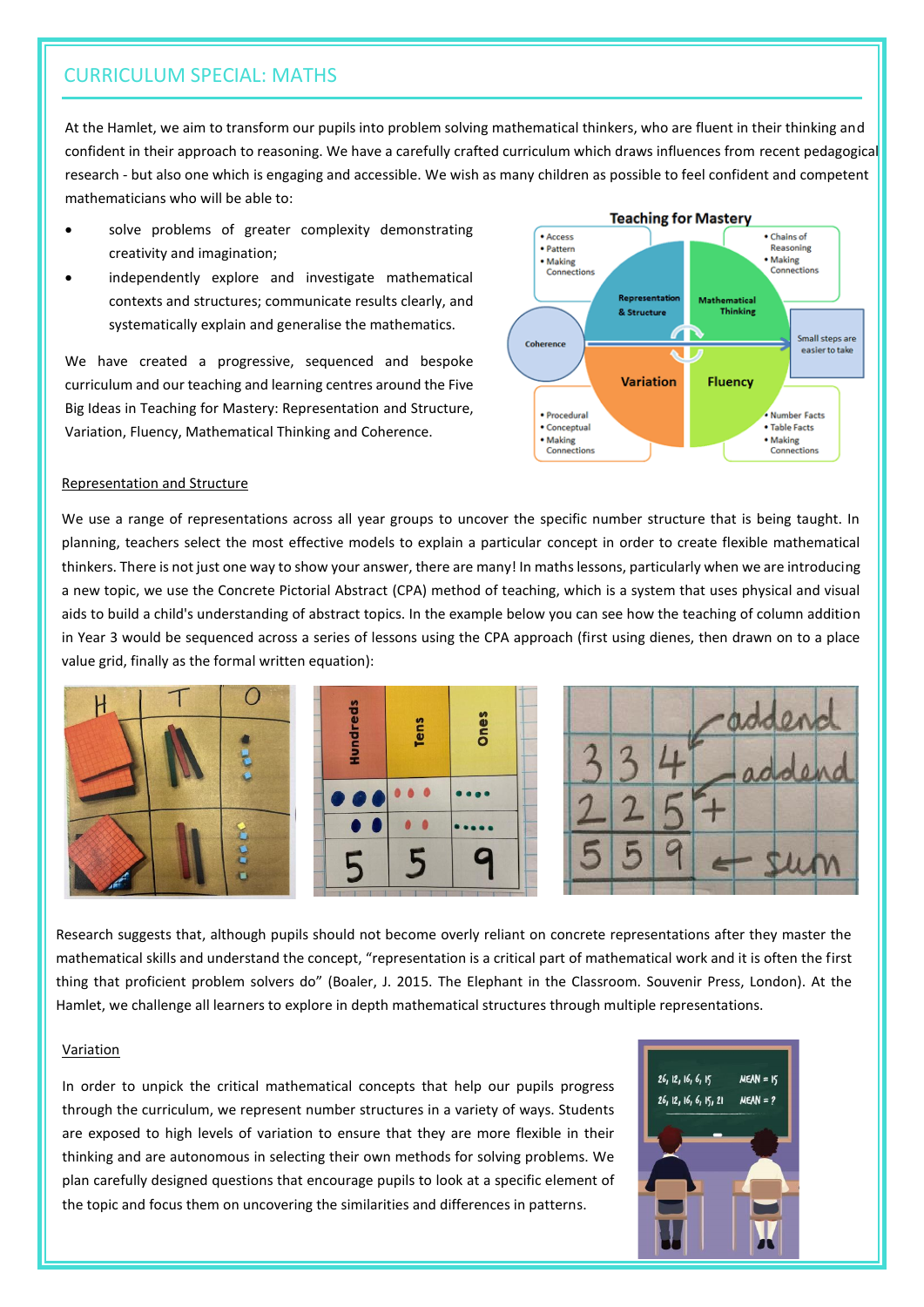## CURRICULUM SPECIAL: MATHS

At the Hamlet, we aim to transform our pupils into problem solving mathematical thinkers, who are fluent in their thinking and confident in their approach to reasoning. We have a carefully crafted curriculum which draws influences from recent pedagogical research - but also one which is engaging and accessible. We wish as many children as possible to feel confident and competent mathematicians who will be able to:

- solve problems of greater complexity demonstrating creativity and imagination;
- independently explore and investigate mathematical contexts and structures; communicate results clearly, and systematically explain and generalise the mathematics.

We have created a progressive, sequenced and bespoke curriculum and our teaching and learning centres around the Five Big Ideas in Teaching for Mastery: Representation and Structure, Variation, Fluency, Mathematical Thinking and Coherence.

### Representation and Structure

We use a range of representations across all year groups to uncover the specific number structure that is being taught. In planning, teachers select the most effective models to explain a particular concept in order to create flexible mathematical thinkers. There is not just one way to show your answer, there are many! In maths lessons, particularly when we are introducing a new topic, we use the Concrete Pictorial Abstract (CPA) method of teaching, which is a system that uses physical and visual aids to build a child's understanding of abstract topics. In the example below you can see how the teaching of column addition in Year 3 would be sequenced across a series of lessons using the CPA approach (first using dienes, then drawn on to a place value grid, finally as the formal written equation):

Research suggests that, although pupils should not become overly reliant on concrete representations after they master the mathematical skills and understand the concept, "representation is a critical part of mathematical work and it is often the first thing that proficient problem solvers do" (Boaler, J. 2015. The Elephant in the Classroom. Souvenir Press, London). At the Hamlet, we challenge all learners to explore in depth mathematical structures through multiple representations.

### Variation

In order to unpick the critical mathematical concepts that help our pupils progress through the curriculum, we represent number structures in a variety of ways. Students are exposed to high levels of variation to ensure that they are more flexible in their thinking and are autonomous in selecting their own methods for solving problems. We plan carefully designed questions that encourage pupils to look at a specific element of the topic and focus them on uncovering the similarities and differences in patterns.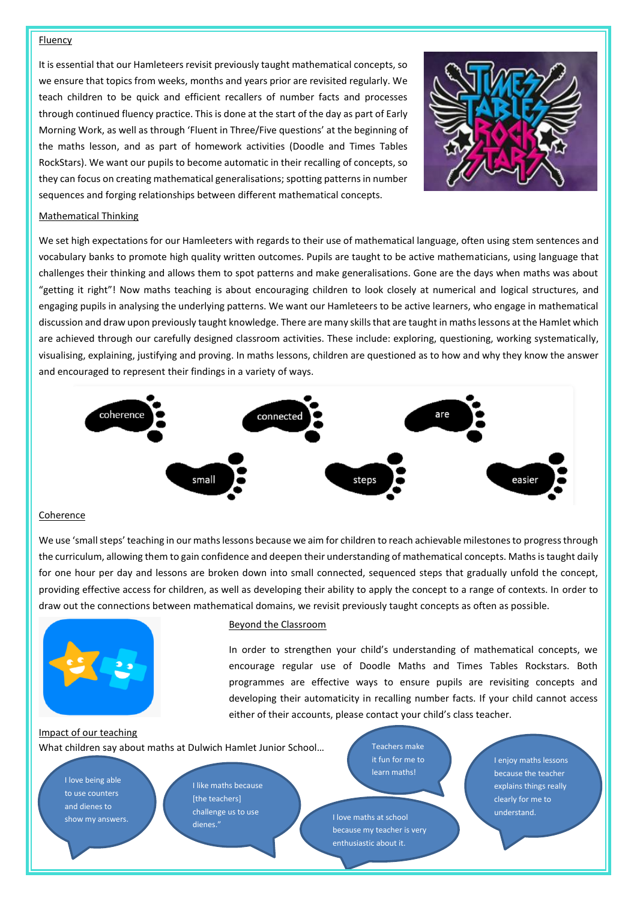## Fluency

It is essential that our Hamleteers revisit previously taught mathematical concepts, so we ensure that topics from weeks, months and years prior are revisited regularly. We teach children to be quick and efficient recallers of number facts and processes through continued fluency practice. This is done at the start of the day as part of Early Morning Work, as well as through 'Fluent in Three/Five questions' at the beginning of the maths lesson, and as part of homework activities (Doodle and Times Tables RockStars). We want our pupils to become automatic in their recalling of concepts, so they can focus on creating mathematical generalisations; spotting patterns in number sequences and forging relationships between different mathematical concepts.

## Mathematical Thinking

We set high expectations for our Hamleteers with regards to their use of mathematical language, often using stem sentences and vocabulary banks to promote high quality written outcomes. Pupils are taught to be active mathematicians, using language that challenges their thinking and allows them to spot patterns and make generalisations. Gone are the days when maths was about "getting it right"! Now maths teaching is about encouraging children to look closely at numerical and logical structures, and engaging pupils in analysing the underlying patterns. We want our Hamleteers to be active learners, who engage in mathematical discussion and draw upon previously taught knowledge. There are many skills that are taught in maths lessons at the Hamlet which are achieved through our carefully designed classroom activities. These include: exploring, questioning, working systematically, visualising, explaining, justifying and proving. In maths lessons, children are questioned as to how and why they know the answer and encouraged to represent their findings in a variety of ways.

coherence small connected steps are easier

## Coherence

We use 'small steps' teaching in our maths lessons because we aim for children to reach achievable milestones to progress through the curriculum, allowing them to gain confidence and deepen their understanding of mathematical concepts. Maths is taught daily for one hour per day and lessons are broken down into small connected, sequenced steps that gradually unfold the concept, providing effective access for children, as well as developing their ability to apply the concept to a range of contexts. In order to draw out the connections between mathematical domains, we revisit previously taught concepts as often as possible.

## Beyond the Classroom

In order to strengthen your child's understanding of mathematical concepts, we encourage regular use of Doodle Maths and Times Tables Rockstars. Both programmes are effective ways to ensure pupils are revisiting concepts and developing their automaticity in recalling number facts. If your child cannot access either of their accounts, please contact your child's class teacher.

## Impact of our teaching

What children say about maths at Dulwich Hamlet Junior School…

- I love being able to use counters and dienes to show my answers.
- I like maths because [the teachers] challenge us to use dienes."
- Teachers make it fun for me to learn maths!
- I love maths at school because my teacher is very enthusiastic about it.
- I enjoy maths lessons because the teacher explains things really clearly for me to understand.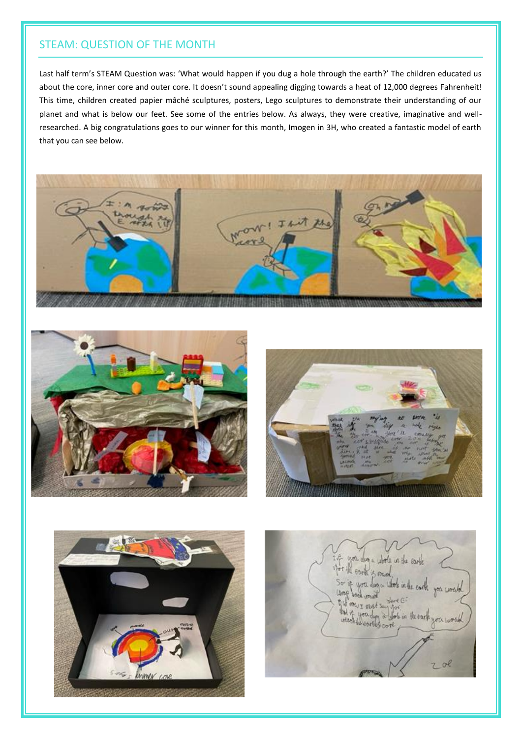## STEAM: QUESTION OF THE MONTH

Last half term's STEAM Question was: 'What would happen if you dug a hole through the earth?' The children educated us about the core, inner core and outer core. It doesn't sound appealing digging towards a heat of 12,000 degrees Fahrenheit! This time, children created papier mâché sculptures, posters, Lego sculptures to demonstrate their understanding of our planet and what is below our feet. See some of the entries below. As always, they were creative, imaginative and well-researched. A big congratulations goes to our winner for this month, Imogen in 3H, who created a fantastic model of earth that you can see below.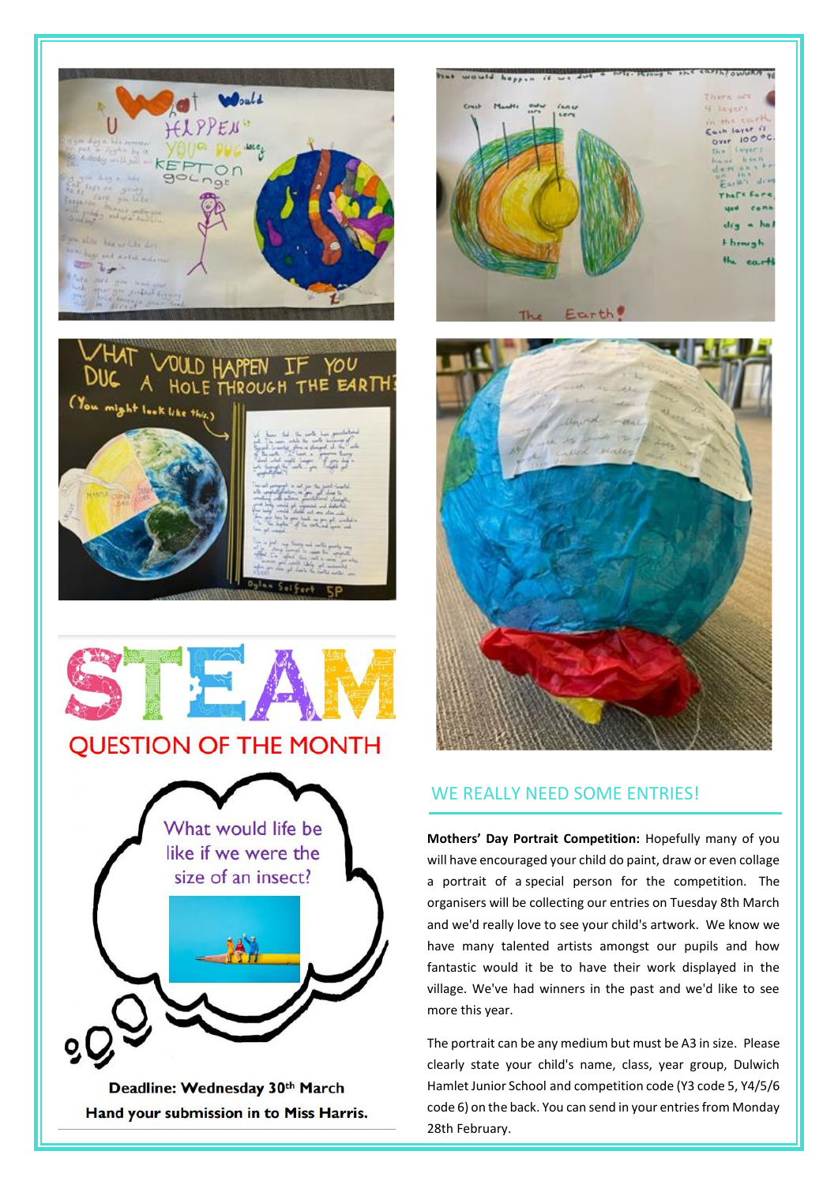# STEAM

## QUESTION OF THE MONTH

What would life be like if we were the size of an insect?

**Deadline: Wednesday 30th March**

**Hand your submission in to Miss Harris.**

## WE REALLY NEED SOME ENTRIES!

**Mothers' Day Portrait Competition:** Hopefully many of you will have encouraged your child do paint, draw or even collage a portrait of a special person for the competition. The organisers will be collecting our entries on Tuesday 8th March and we'd really love to see your child's artwork. We know we have many talented artists amongst our pupils and how fantastic would it be to have their work displayed in the village. We've had winners in the past and we'd like to see more this year.

The portrait can be any medium but must be A3 in size. Please clearly state your child's name, class, year group, Dulwich Hamlet Junior School and competition code (Y3 code 5, Y4/5/6 code 6) on the back. You can send in your entries from Monday 28th February.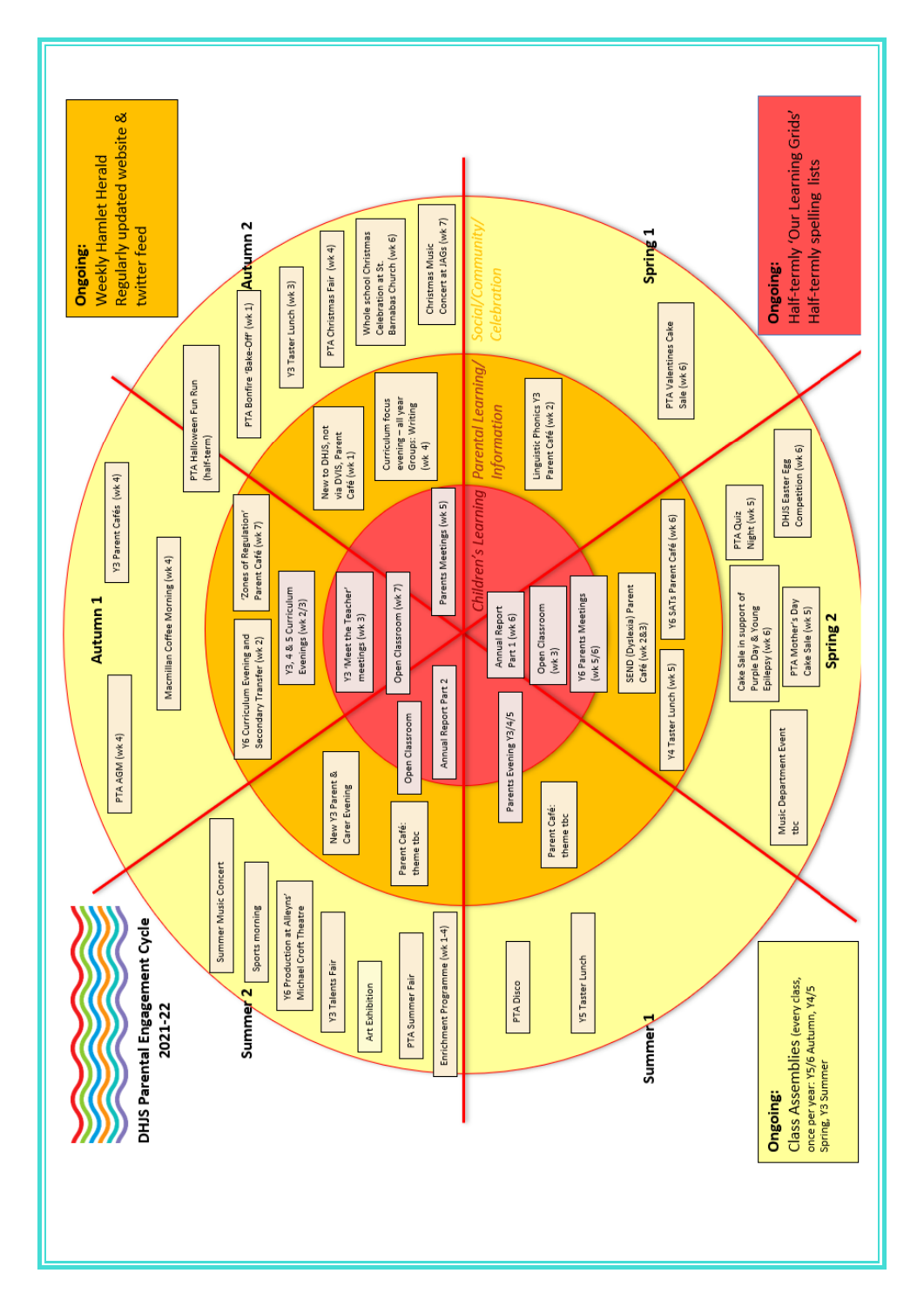# DHJS Parental Engagement Cycle 2021-22

**Ongoing:**
Weekly Hamlet Herald
Regularly updated website & twitter feed

**Ongoing:**
Half-termly 'Our Learning Grids'
Half-termly spelling lists

**Ongoing:**
Class Assemblies (every class, once per year: Y5/6 Autumn, Y4/5 Spring, Y3 Summer)

*Children's Learning* | *Parental Learning/ Information* | *Social/Community/ Celebration*

## Autumn 1

- Y3 'Meet the Teacher' meetings (wk 3)
- Open Classroom (wk 7)
- Y3, 4 & 5 Curriculum Evenings (wk 2/3)
- Y6 Curriculum Evening and Secondary Transfer (wk 2)
- 'Zones of Regulation' Parent Café (wk 7)
- PTA AGM (wk 4)
- Macmillan Coffee Morning (wk 4)
- Y3 Parent Cafés (wk 4)

## Autumn 2

- Parents Meetings (wk 5)
- New to DHJS, not via DVIS, Parent Café (wk 1)
- Curriculum focus evening – all year Groups: Writing (wk 4)
- PTA Halloween Fun Run (half-term)
- PTA Bonfire 'Bake-Off' (wk 1)
- Y3 Taster Lunch (wk 3)
- PTA Christmas Fair (wk 4)
- Whole school Christmas Celebration at St. Barnabas Church (wk 6)
- Christmas Music Concert at JAGs (wk 7)

## Spring 1

- Annual Report Part 1 (wk 6)
- Linguistic Phonics Y3 Parent Café (wk 2)
- PTA Valentines Cake Sale (wk 6)

## Spring 2

- Open Classroom (wk 3)
- Y6 Parents Meetings (wk 5/6)
- SEND (Dyslexia) Parent Café (wk 2&3)
- Y6 SATs Parent Café (wk 6)
- Y4 Taster Lunch (wk 5)
- PTA Quiz Night (wk 5)
- DHJS Easter Egg Competition (wk 6)
- Cake Sale in support of Purple Day & Young Epilepsy (wk 6)
- PTA Mother's Day Cake Sale (wk 5)
- Music Department Event tbc

## Summer 1

- Parents Evening Y3/4/5
- Parent Café: theme tbc
- PTA Disco
- Y5 Taster Lunch

## Summer 2

- Open Classroom
- Annual Report Part 2
- New Y3 Parent & Carer Evening
- Parent Café: theme tbc
- Summer Music Concert
- Sports morning
- Y6 Production at Alleyns' Michael Croft Theatre
- Y3 Talents Fair
- Art Exhibition
- PTA Summer Fair
- Enrichment Programme (wk 1-4)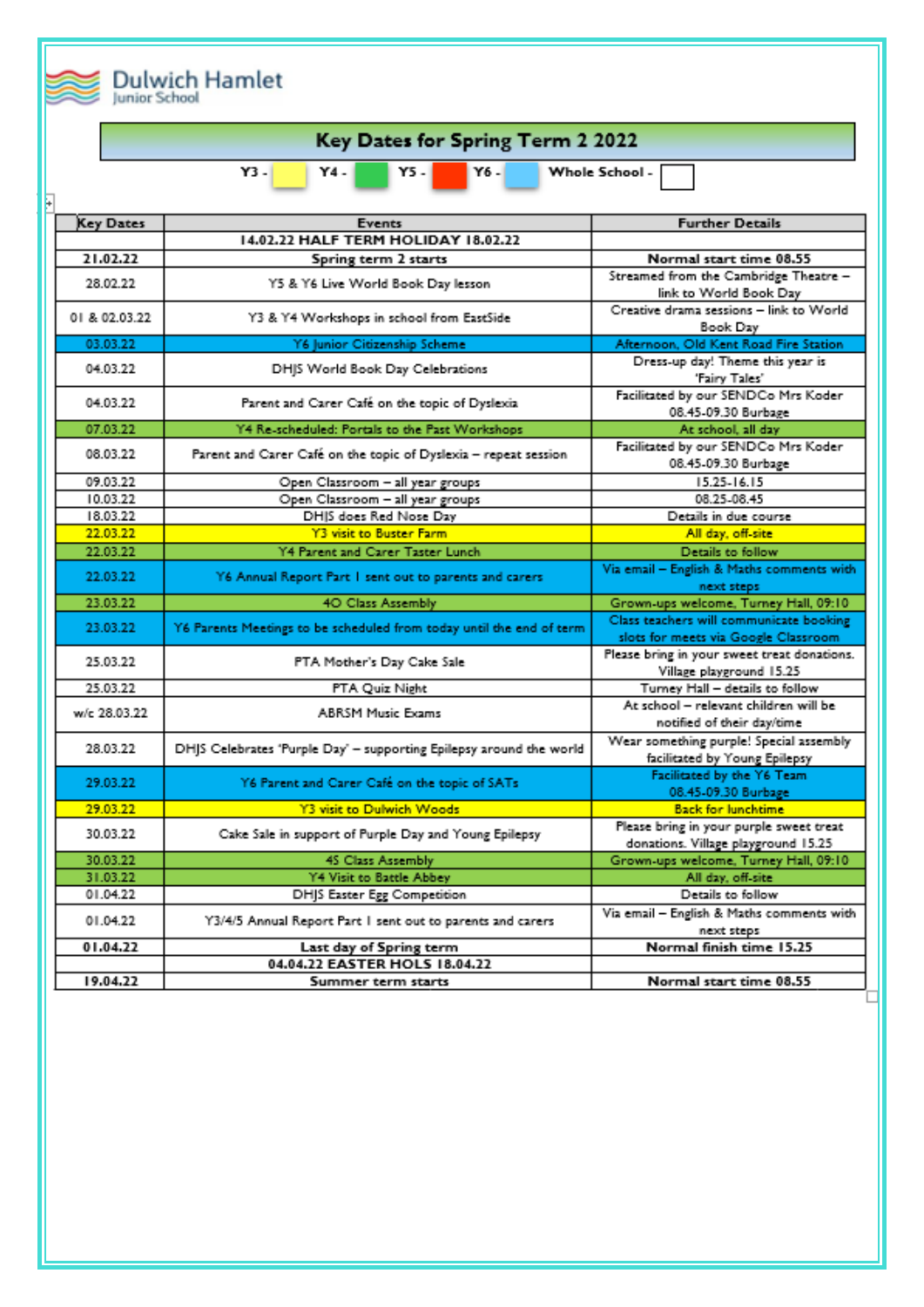Dulwich Hamlet Junior School

# Key Dates for Spring Term 2 2022

Y3 - (yellow) Y4 - (green) Y5 - (red) Y6 - (blue) Whole School - (white)

| Key Dates | Events | Further Details |
|---|---|---|
| | **14.02.22 HALF TERM HOLIDAY 18.02.22** | |
| **21.02.22** | **Spring term 2 starts** | **Normal start time 08.55** |
| 28.02.22 | Y5 & Y6 Live World Book Day lesson | Streamed from the Cambridge Theatre – link to World Book Day |
| 01 & 02.03.22 | Y3 & Y4 Workshops in school from EastSide | Creative drama sessions – link to World Book Day |
| 03.03.22 | Y6 Junior Citizenship Scheme | Afternoon, Old Kent Road Fire Station |
| 04.03.22 | DHJS World Book Day Celebrations | Dress-up day! Theme this year is 'Fairy Tales' |
| 04.03.22 | Parent and Carer Café on the topic of Dyslexia | Facilitated by our SENDCo Mrs Koder 08.45-09.30 Burbage |
| 07.03.22 | Y4 Re-scheduled: Portals to the Past Workshops | At school, all day |
| 08.03.22 | Parent and Carer Café on the topic of Dyslexia – repeat session | Facilitated by our SENDCo Mrs Koder 08.45-09.30 Burbage |
| 09.03.22 | Open Classroom – all year groups | 15.25-16.15 |
| 10.03.22 | Open Classroom – all year groups | 08.25-08.45 |
| 18.03.22 | DHJS does Red Nose Day | Details in due course |
| 22.03.22 | Y3 visit to Buster Farm | All day, off-site |
| 22.03.22 | Y4 Parent and Carer Taster Lunch | Details to follow |
| 22.03.22 | Y6 Annual Report Part 1 sent out to parents and carers | Via email – English & Maths comments with next steps |
| 23.03.22 | 4O Class Assembly | Grown-ups welcome, Turney Hall, 09:10 |
| 23.03.22 | Y6 Parents Meetings to be scheduled from today until the end of term | Class teachers will communicate booking slots for meets via Google Classroom |
| 25.03.22 | PTA Mother's Day Cake Sale | Please bring in your sweet treat donations. Village playground 15.25 |
| 25.03.22 | PTA Quiz Night | Turney Hall – details to follow |
| w/c 28.03.22 | ABRSM Music Exams | At school – relevant children will be notified of their day/time |
| 28.03.22 | DHJS Celebrates 'Purple Day' – supporting Epilepsy around the world | Wear something purple! Special assembly facilitated by Young Epilepsy |
| 29.03.22 | Y6 Parent and Carer Café on the topic of SATs | Facilitated by the Y6 Team 08.45-09.30 Burbage |
| 29.03.22 | Y3 visit to Dulwich Woods | Back for lunchtime |
| 30.03.22 | Cake Sale in support of Purple Day and Young Epilepsy | Please bring in your purple sweet treat donations. Village playground 15.25 |
| 30.03.22 | 4S Class Assembly | Grown-ups welcome, Turney Hall, 09:10 |
| 31.03.22 | Y4 Visit to Battle Abbey | All day, off-site |
| 01.04.22 | DHJS Easter Egg Competition | Details to follow |
| 01.04.22 | Y3/4/5 Annual Report Part 1 sent out to parents and carers | Via email – English & Maths comments with next steps |
| **01.04.22** | **Last day of Spring term** | **Normal finish time 15.25** |
| | **04.04.22 EASTER HOLS 18.04.22** | |
| **19.04.22** | **Summer term starts** | **Normal start time 08.55** |